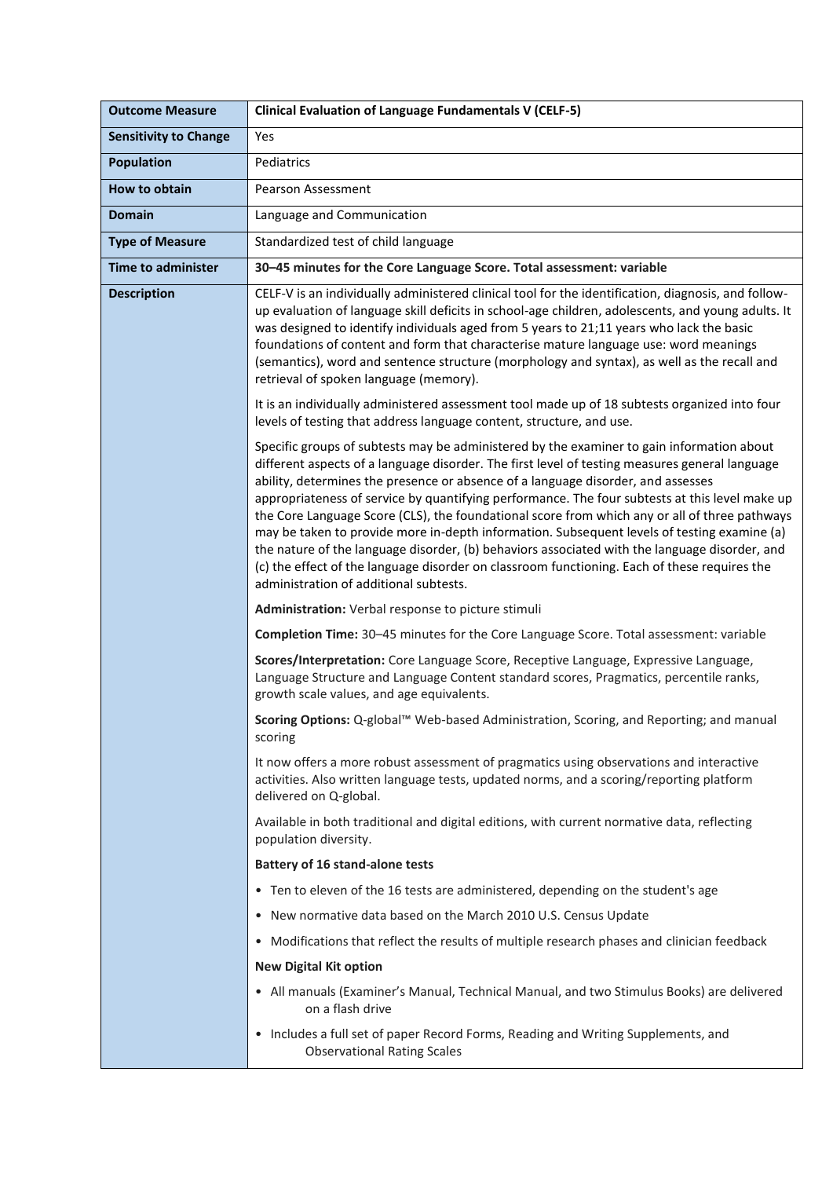| Outcome Measure | Clinical Evaluation of Language Fundamentals V (CELF-5) |
|---|---|
| **Sensitivity to Change** | Yes |
| **Population** | Pediatrics |
| **How to obtain** | Pearson Assessment |
| **Domain** | Language and Communication |
| **Type of Measure** | Standardized test of child language |
| **Time to administer** | **30–45 minutes for the Core Language Score. Total assessment: variable** |
| **Description** | CELF-V is an individually administered clinical tool for the identification, diagnosis, and follow-up evaluation of language skill deficits in school-age children, adolescents, and young adults. It was designed to identify individuals aged from 5 years to 21;11 years who lack the basic foundations of content and form that characterise mature language use: word meanings (semantics), word and sentence structure (morphology and syntax), as well as the recall and retrieval of spoken language (memory).<br><br>It is an individually administered assessment tool made up of 18 subtests organized into four levels of testing that address language content, structure, and use.<br><br>Specific groups of subtests may be administered by the examiner to gain information about different aspects of a language disorder. The first level of testing measures general language ability, determines the presence or absence of a language disorder, and assesses appropriateness of service by quantifying performance. The four subtests at this level make up the Core Language Score (CLS), the foundational score from which any or all of three pathways may be taken to provide more in-depth information. Subsequent levels of testing examine (a) the nature of the language disorder, (b) behaviors associated with the language disorder, and (c) the effect of the language disorder on classroom functioning. Each of these requires the administration of additional subtests.<br><br>**Administration:** Verbal response to picture stimuli<br><br>**Completion Time:** 30–45 minutes for the Core Language Score. Total assessment: variable<br><br>**Scores/Interpretation:** Core Language Score, Receptive Language, Expressive Language, Language Structure and Language Content standard scores, Pragmatics, percentile ranks, growth scale values, and age equivalents.<br><br>**Scoring Options:** Q-global™ Web-based Administration, Scoring, and Reporting; and manual scoring<br><br>It now offers a more robust assessment of pragmatics using observations and interactive activities. Also written language tests, updated norms, and a scoring/reporting platform delivered on Q-global.<br><br>Available in both traditional and digital editions, with current normative data, reflecting population diversity.<br><br>**Battery of 16 stand-alone tests**<br><br>• Ten to eleven of the 16 tests are administered, depending on the student's age<br><br>• New normative data based on the March 2010 U.S. Census Update<br><br>• Modifications that reflect the results of multiple research phases and clinician feedback<br><br>**New Digital Kit option**<br><br>• All manuals (Examiner's Manual, Technical Manual, and two Stimulus Books) are delivered on a flash drive<br><br>• Includes a full set of paper Record Forms, Reading and Writing Supplements, and Observational Rating Scales |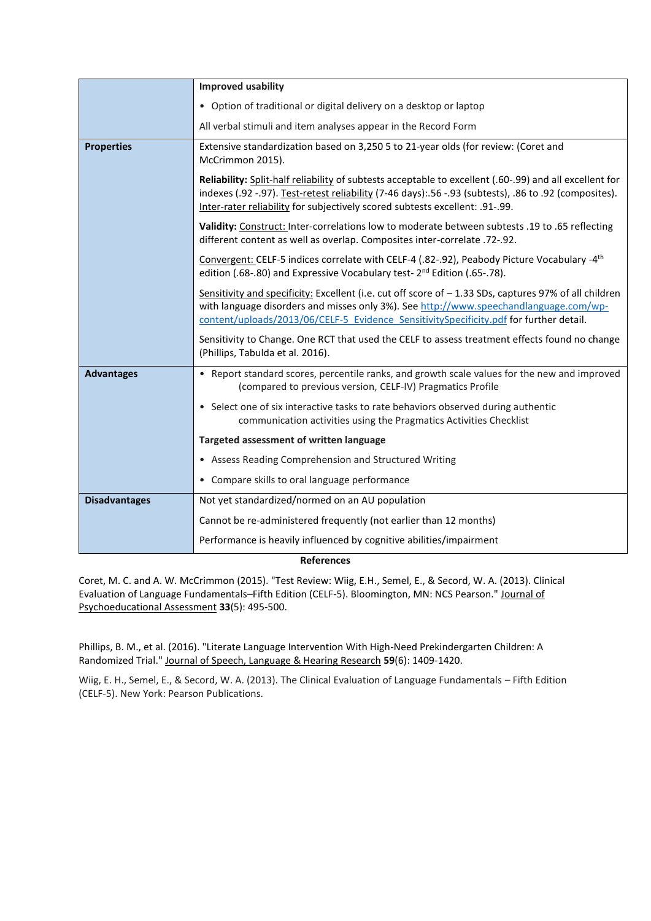| | |
|---|---|
| | **Improved usability**<br><br>• Option of traditional or digital delivery on a desktop or laptop<br><br>All verbal stimuli and item analyses appear in the Record Form |
| **Properties** | Extensive standardization based on 3,250 5 to 21-year olds (for review: (Coret and McCrimmon 2015).<br><br>**Reliability:** Split-half reliability of subtests acceptable to excellent (.60-.99) and all excellent for indexes (.92 -.97). Test-retest reliability (7-46 days):.56 -.93 (subtests), .86 to .92 (composites). Inter-rater reliability for subjectively scored subtests excellent: .91-.99.<br><br>**Validity:** Construct: Inter-correlations low to moderate between subtests .19 to .65 reflecting different content as well as overlap. Composites inter-correlate .72-.92.<br><br>Convergent: CELF-5 indices correlate with CELF-4 (.82-.92), Peabody Picture Vocabulary -4th edition (.68-.80) and Expressive Vocabulary test- 2nd Edition (.65-.78).<br><br>Sensitivity and specificity: Excellent (i.e. cut off score of – 1.33 SDs, captures 97% of all children with language disorders and misses only 3%). See http://www.speechandlanguage.com/wp-content/uploads/2013/06/CELF-5_Evidence_SensitivitySpecificity.pdf for further detail.<br><br>Sensitivity to Change. One RCT that used the CELF to assess treatment effects found no change (Phillips, Tabulda et al. 2016). |
| **Advantages** | • Report standard scores, percentile ranks, and growth scale values for the new and improved (compared to previous version, CELF-IV) Pragmatics Profile<br><br>• Select one of six interactive tasks to rate behaviors observed during authentic communication activities using the Pragmatics Activities Checklist<br><br>**Targeted assessment of written language**<br><br>• Assess Reading Comprehension and Structured Writing<br><br>• Compare skills to oral language performance |
| **Disadvantages** | Not yet standardized/normed on an AU population<br><br>Cannot be re-administered frequently (not earlier than 12 months)<br><br>Performance is heavily influenced by cognitive abilities/impairment |

**References**

Coret, M. C. and A. W. McCrimmon (2015). "Test Review: Wiig, E.H., Semel, E., & Secord, W. A. (2013). Clinical Evaluation of Language Fundamentals–Fifth Edition (CELF-5). Bloomington, MN: NCS Pearson." Journal of Psychoeducational Assessment **33**(5): 495-500.

Phillips, B. M., et al. (2016). "Literate Language Intervention With High-Need Prekindergarten Children: A Randomized Trial." Journal of Speech, Language & Hearing Research **59**(6): 1409-1420.

Wiig, E. H., Semel, E., & Secord, W. A. (2013). The Clinical Evaluation of Language Fundamentals – Fifth Edition (CELF-5). New York: Pearson Publications.